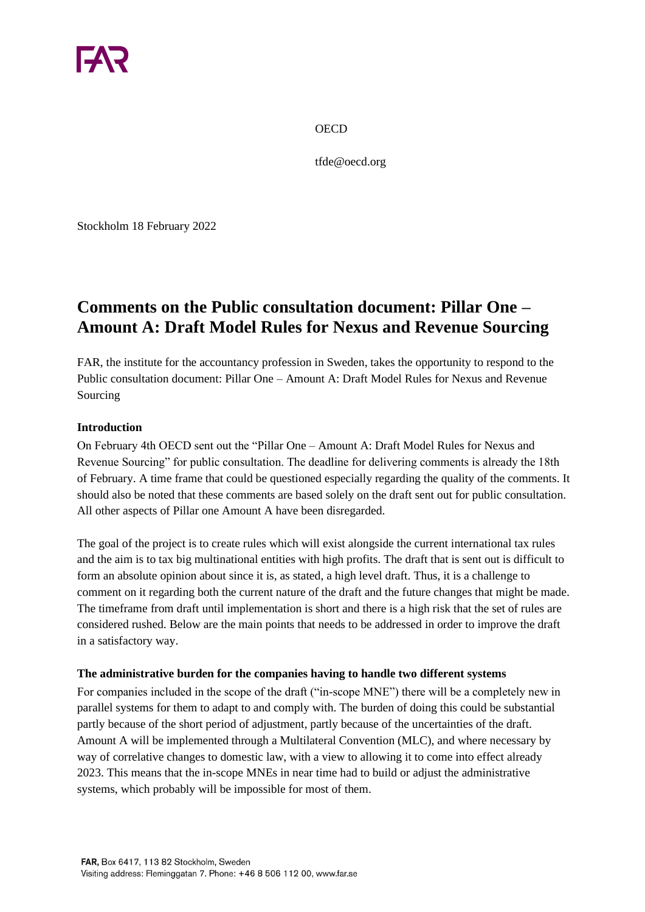FAR

OECD

tfde@oecd.org

Stockholm 18 February 2022

# Comments on the Public consultation document: Pillar One – Amount A: Draft Model Rules for Nexus and Revenue Sourcing

FAR, the institute for the accountancy profession in Sweden, takes the opportunity to respond to the Public consultation document: Pillar One – Amount A: Draft Model Rules for Nexus and Revenue Sourcing

**Introduction**

On February 4th OECD sent out the "Pillar One – Amount A: Draft Model Rules for Nexus and Revenue Sourcing" for public consultation. The deadline for delivering comments is already the 18th of February. A time frame that could be questioned especially regarding the quality of the comments. It should also be noted that these comments are based solely on the draft sent out for public consultation. All other aspects of Pillar one Amount A have been disregarded.

The goal of the project is to create rules which will exist alongside the current international tax rules and the aim is to tax big multinational entities with high profits. The draft that is sent out is difficult to form an absolute opinion about since it is, as stated, a high level draft. Thus, it is a challenge to comment on it regarding both the current nature of the draft and the future changes that might be made. The timeframe from draft until implementation is short and there is a high risk that the set of rules are considered rushed. Below are the main points that needs to be addressed in order to improve the draft in a satisfactory way.

**The administrative burden for the companies having to handle two different systems**

For companies included in the scope of the draft ("in-scope MNE") there will be a completely new in parallel systems for them to adapt to and comply with. The burden of doing this could be substantial partly because of the short period of adjustment, partly because of the uncertainties of the draft. Amount A will be implemented through a Multilateral Convention (MLC), and where necessary by way of correlative changes to domestic law, with a view to allowing it to come into effect already 2023. This means that the in-scope MNEs in near time had to build or adjust the administrative systems, which probably will be impossible for most of them.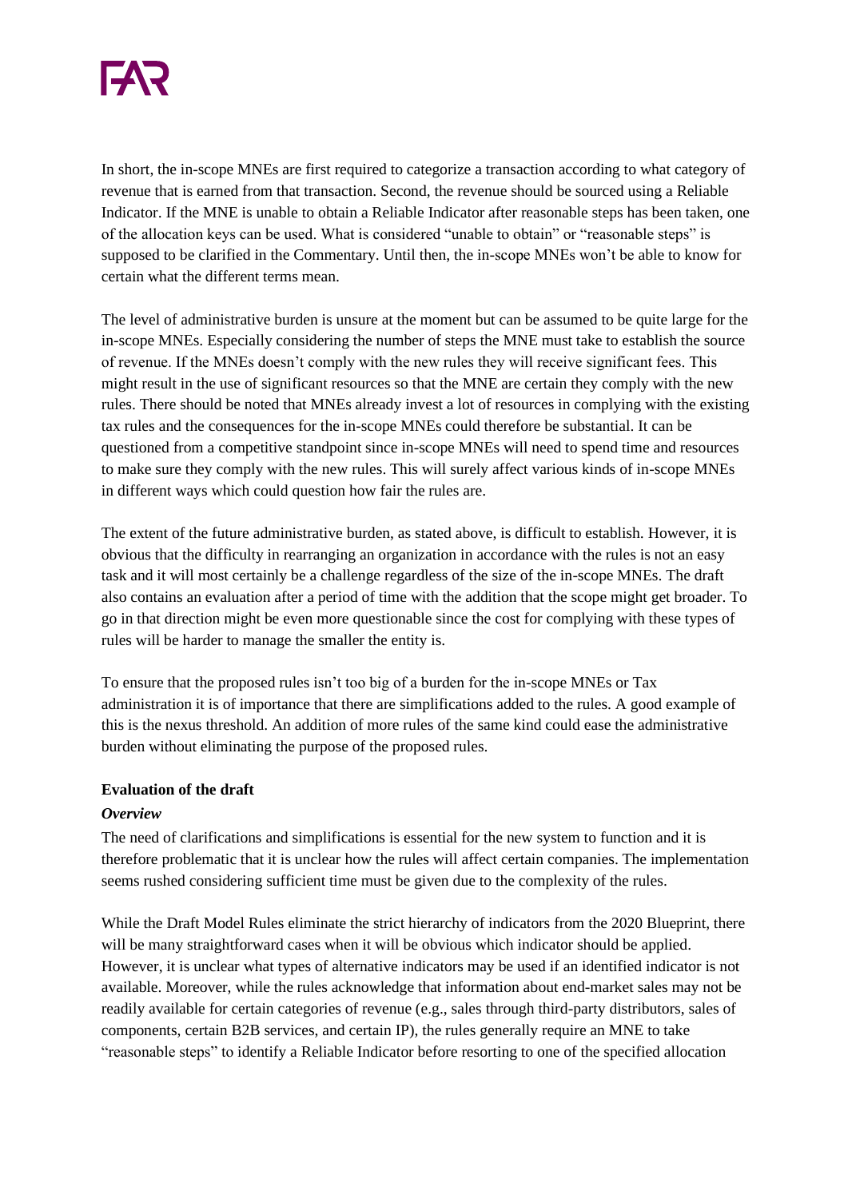In short, the in-scope MNEs are first required to categorize a transaction according to what category of revenue that is earned from that transaction. Second, the revenue should be sourced using a Reliable Indicator. If the MNE is unable to obtain a Reliable Indicator after reasonable steps has been taken, one of the allocation keys can be used. What is considered "unable to obtain" or "reasonable steps" is supposed to be clarified in the Commentary. Until then, the in-scope MNEs won't be able to know for certain what the different terms mean.

The level of administrative burden is unsure at the moment but can be assumed to be quite large for the in-scope MNEs. Especially considering the number of steps the MNE must take to establish the source of revenue. If the MNEs doesn't comply with the new rules they will receive significant fees. This might result in the use of significant resources so that the MNE are certain they comply with the new rules. There should be noted that MNEs already invest a lot of resources in complying with the existing tax rules and the consequences for the in-scope MNEs could therefore be substantial. It can be questioned from a competitive standpoint since in-scope MNEs will need to spend time and resources to make sure they comply with the new rules. This will surely affect various kinds of in-scope MNEs in different ways which could question how fair the rules are.

The extent of the future administrative burden, as stated above, is difficult to establish. However, it is obvious that the difficulty in rearranging an organization in accordance with the rules is not an easy task and it will most certainly be a challenge regardless of the size of the in-scope MNEs. The draft also contains an evaluation after a period of time with the addition that the scope might get broader. To go in that direction might be even more questionable since the cost for complying with these types of rules will be harder to manage the smaller the entity is.

To ensure that the proposed rules isn't too big of a burden for the in-scope MNEs or Tax administration it is of importance that there are simplifications added to the rules. A good example of this is the nexus threshold. An addition of more rules of the same kind could ease the administrative burden without eliminating the purpose of the proposed rules.

**Evaluation of the draft**

***Overview***

The need of clarifications and simplifications is essential for the new system to function and it is therefore problematic that it is unclear how the rules will affect certain companies. The implementation seems rushed considering sufficient time must be given due to the complexity of the rules.

While the Draft Model Rules eliminate the strict hierarchy of indicators from the 2020 Blueprint, there will be many straightforward cases when it will be obvious which indicator should be applied. However, it is unclear what types of alternative indicators may be used if an identified indicator is not available. Moreover, while the rules acknowledge that information about end-market sales may not be readily available for certain categories of revenue (e.g., sales through third-party distributors, sales of components, certain B2B services, and certain IP), the rules generally require an MNE to take "reasonable steps" to identify a Reliable Indicator before resorting to one of the specified allocation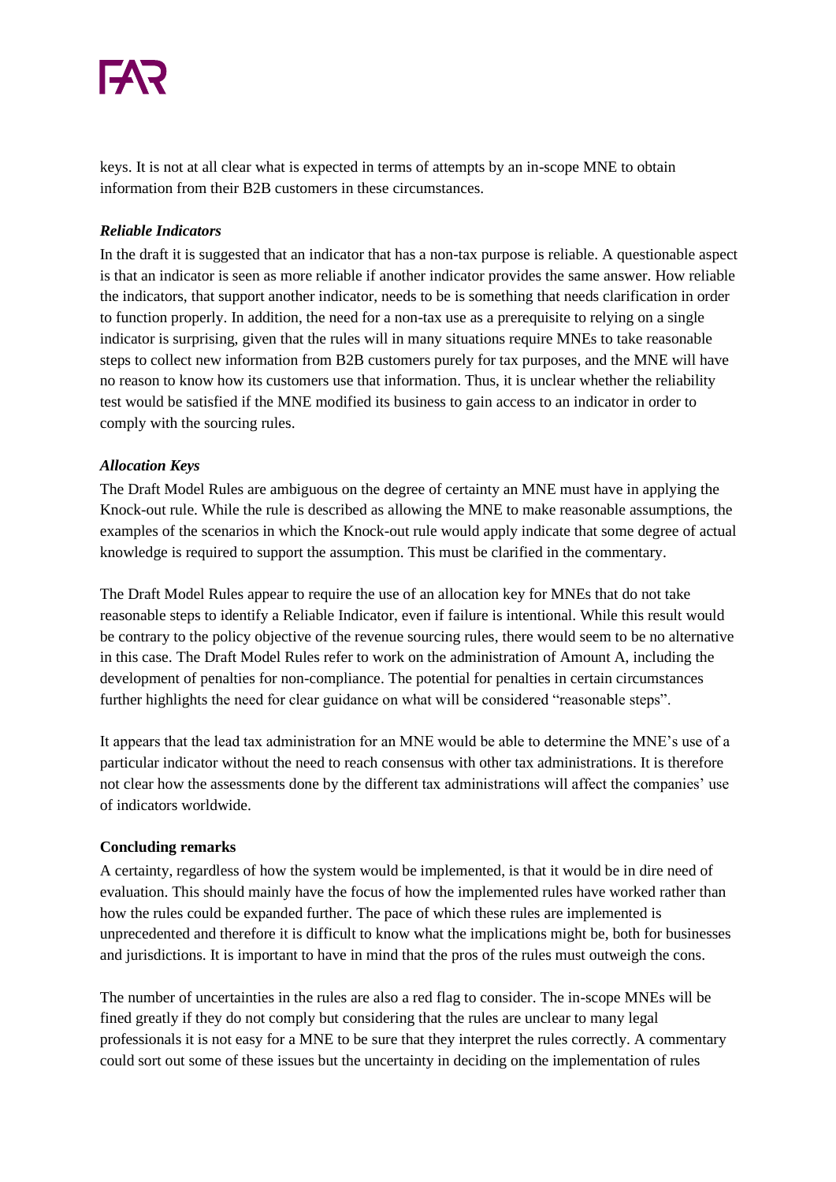keys. It is not at all clear what is expected in terms of attempts by an in-scope MNE to obtain information from their B2B customers in these circumstances.

***Reliable Indicators***

In the draft it is suggested that an indicator that has a non-tax purpose is reliable. A questionable aspect is that an indicator is seen as more reliable if another indicator provides the same answer. How reliable the indicators, that support another indicator, needs to be is something that needs clarification in order to function properly. In addition, the need for a non-tax use as a prerequisite to relying on a single indicator is surprising, given that the rules will in many situations require MNEs to take reasonable steps to collect new information from B2B customers purely for tax purposes, and the MNE will have no reason to know how its customers use that information. Thus, it is unclear whether the reliability test would be satisfied if the MNE modified its business to gain access to an indicator in order to comply with the sourcing rules.

***Allocation Keys***

The Draft Model Rules are ambiguous on the degree of certainty an MNE must have in applying the Knock-out rule. While the rule is described as allowing the MNE to make reasonable assumptions, the examples of the scenarios in which the Knock-out rule would apply indicate that some degree of actual knowledge is required to support the assumption. This must be clarified in the commentary.

The Draft Model Rules appear to require the use of an allocation key for MNEs that do not take reasonable steps to identify a Reliable Indicator, even if failure is intentional. While this result would be contrary to the policy objective of the revenue sourcing rules, there would seem to be no alternative in this case. The Draft Model Rules refer to work on the administration of Amount A, including the development of penalties for non-compliance. The potential for penalties in certain circumstances further highlights the need for clear guidance on what will be considered "reasonable steps".

It appears that the lead tax administration for an MNE would be able to determine the MNE's use of a particular indicator without the need to reach consensus with other tax administrations. It is therefore not clear how the assessments done by the different tax administrations will affect the companies' use of indicators worldwide.

**Concluding remarks**

A certainty, regardless of how the system would be implemented, is that it would be in dire need of evaluation. This should mainly have the focus of how the implemented rules have worked rather than how the rules could be expanded further. The pace of which these rules are implemented is unprecedented and therefore it is difficult to know what the implications might be, both for businesses and jurisdictions. It is important to have in mind that the pros of the rules must outweigh the cons.

The number of uncertainties in the rules are also a red flag to consider. The in-scope MNEs will be fined greatly if they do not comply but considering that the rules are unclear to many legal professionals it is not easy for a MNE to be sure that they interpret the rules correctly. A commentary could sort out some of these issues but the uncertainty in deciding on the implementation of rules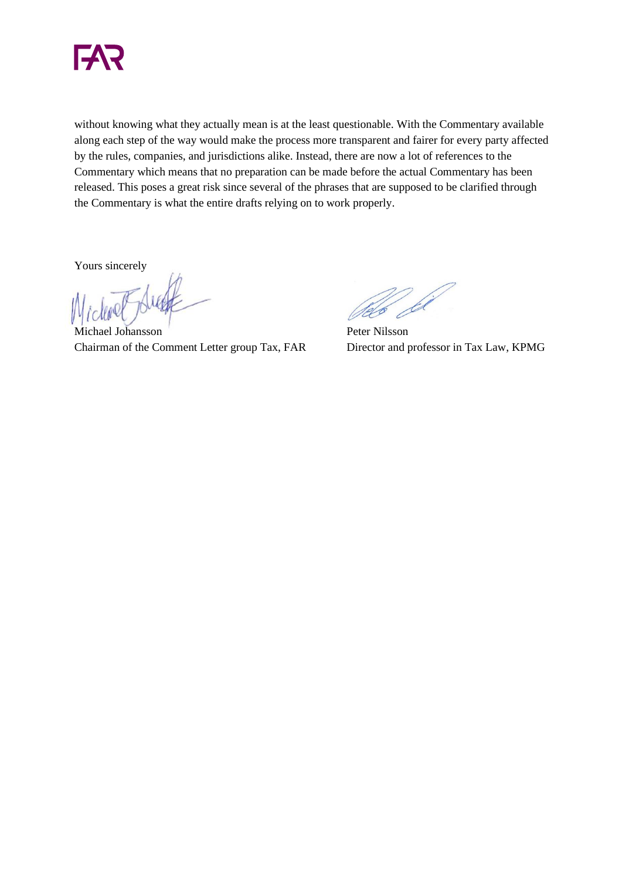without knowing what they actually mean is at the least questionable. With the Commentary available along each step of the way would make the process more transparent and fairer for every party affected by the rules, companies, and jurisdictions alike. Instead, there are now a lot of references to the Commentary which means that no preparation can be made before the actual Commentary has been released. This poses a great risk since several of the phrases that are supposed to be clarified through the Commentary is what the entire drafts relying on to work properly.

Yours sincerely

Michael Johansson
Chairman of the Comment Letter group Tax, FAR

Peter Nilsson
Director and professor in Tax Law, KPMG